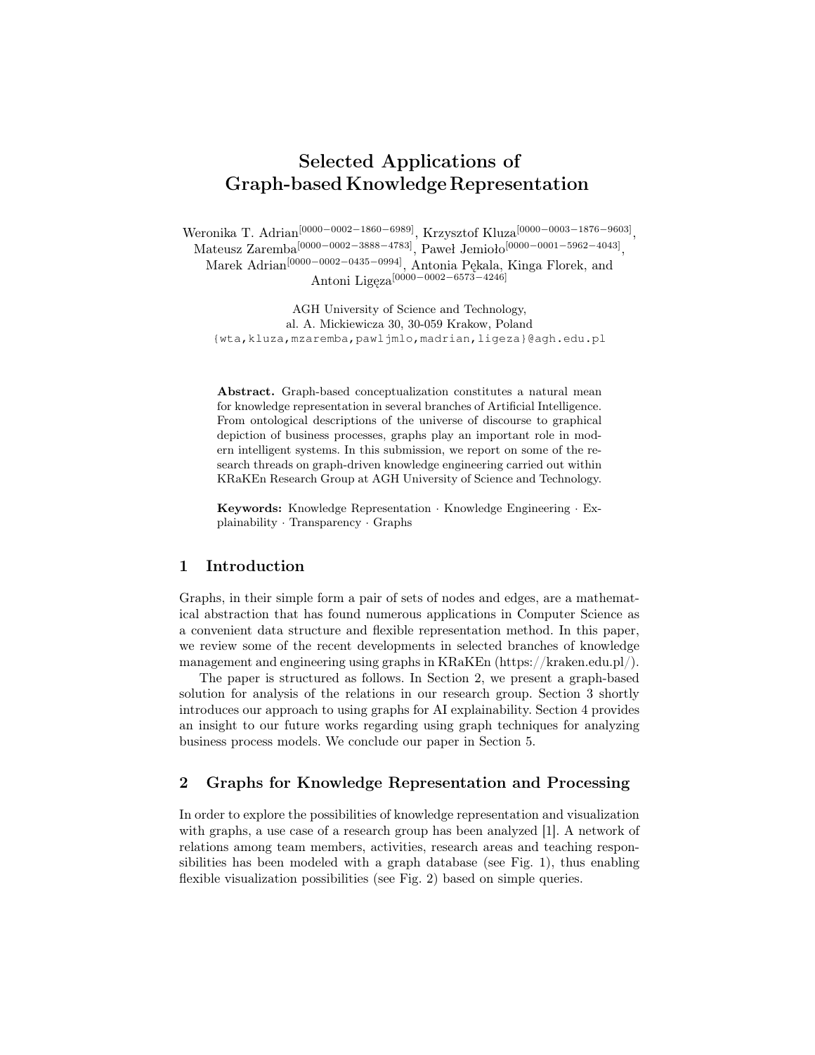# Selected Applications of Graph-based Knowledge Representation

Weronika T. Adrian[0000−0002−1860−6989], Krzysztof Kluza[0000−0003−1876−9603], Mateusz Zaremba[0000−0002−3888−4783], Paweł Jemioło[0000−0001−5962−4043], Marek Adrian[0000−0002−0435−0994], Antonia Pękala, Kinga Florek, and Antoni Ligęza[0000−0002−6573−4246]

AGH University of Science and Technology,
al. A. Mickiewicza 30, 30-059 Krakow, Poland
`{wta,kluza,mzaremba,pawljmlo,madrian,ligeza}@agh.edu.pl`

**Abstract.** Graph-based conceptualization constitutes a natural mean for knowledge representation in several branches of Artificial Intelligence. From ontological descriptions of the universe of discourse to graphical depiction of business processes, graphs play an important role in modern intelligent systems. In this submission, we report on some of the research threads on graph-driven knowledge engineering carried out within KRaKEn Research Group at AGH University of Science and Technology.

**Keywords:** Knowledge Representation · Knowledge Engineering · Explainability · Transparency · Graphs

## 1 Introduction

Graphs, in their simple form a pair of sets of nodes and edges, are a mathematical abstraction that has found numerous applications in Computer Science as a convenient data structure and flexible representation method. In this paper, we review some of the recent developments in selected branches of knowledge management and engineering using graphs in KRaKEn (https://kraken.edu.pl/).

The paper is structured as follows. In Section 2, we present a graph-based solution for analysis of the relations in our research group. Section 3 shortly introduces our approach to using graphs for AI explainability. Section 4 provides an insight to our future works regarding using graph techniques for analyzing business process models. We conclude our paper in Section 5.

## 2 Graphs for Knowledge Representation and Processing

In order to explore the possibilities of knowledge representation and visualization with graphs, a use case of a research group has been analyzed [1]. A network of relations among team members, activities, research areas and teaching responsibilities has been modeled with a graph database (see Fig. 1), thus enabling flexible visualization possibilities (see Fig. 2) based on simple queries.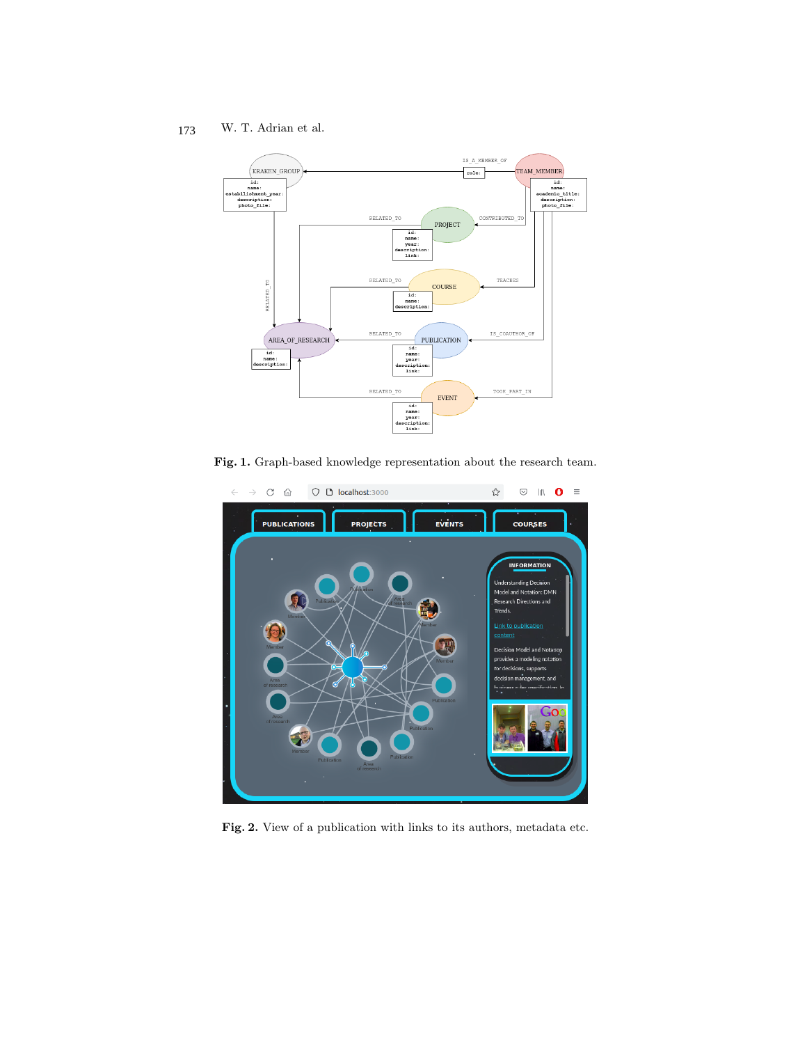Fig. 1. Graph-based knowledge representation about the research team.

Fig. 2. View of a publication with links to its authors, metadata etc.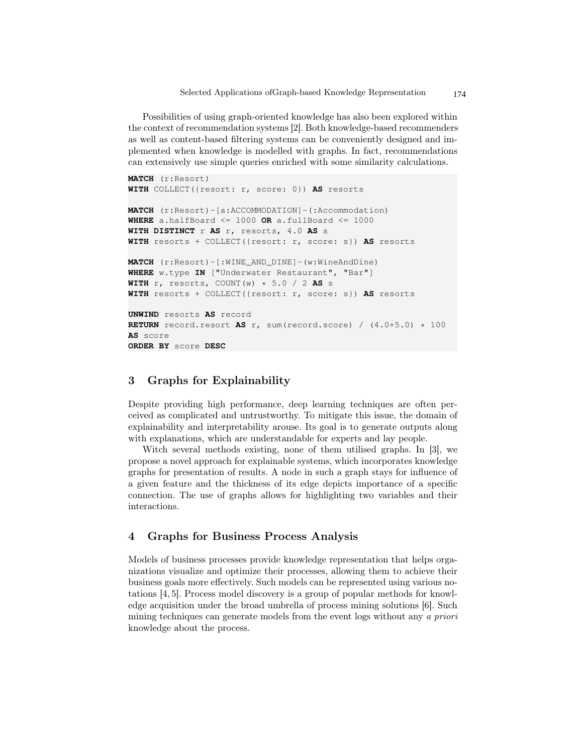Possibilities of using graph-oriented knowledge has also been explored within the context of recommendation systems [2]. Both knowledge-based recommenders as well as content-based filtering systems can be conveniently designed and implemented when knowledge is modelled with graphs. In fact, recommendations can extensively use simple queries enriched with some similarity calculations.

```
MATCH (r:Resort)
WITH COLLECT({resort: r, score: 0}) AS resorts

MATCH (r:Resort)-[a:ACCOMMODATION]-(:Accommodation)
WHERE a.halfBoard <= 1000 OR a.fullBoard <= 1000
WITH DISTINCT r AS r, resorts, 4.0 AS s
WITH resorts + COLLECT({resort: r, score: s}) AS resorts

MATCH (r:Resort)-[:WINE_AND_DINE]-(w:WineAndDine)
WHERE w.type IN ["Underwater Restaurant", "Bar"]
WITH r, resorts, COUNT(w) * 5.0 / 2 AS s
WITH resorts + COLLECT({resort: r, score: s}) AS resorts

UNWIND resorts AS record
RETURN record.resort AS r, sum(record.score) / (4.0+5.0) * 100
AS score
ORDER BY score DESC
```

## 3 Graphs for Explainability

Despite providing high performance, deep learning techniques are often perceived as complicated and untrustworthy. To mitigate this issue, the domain of explainability and interpretability arouse. Its goal is to generate outputs along with explanations, which are understandable for experts and lay people.

Witch several methods existing, none of them utilised graphs. In [3], we propose a novel approach for explainable systems, which incorporates knowledge graphs for presentation of results. A node in such a graph stays for influence of a given feature and the thickness of its edge depicts importance of a specific connection. The use of graphs allows for highlighting two variables and their interactions.

## 4 Graphs for Business Process Analysis

Models of business processes provide knowledge representation that helps organizations visualize and optimize their processes, allowing them to achieve their business goals more effectively. Such models can be represented using various notations [4, 5]. Process model discovery is a group of popular methods for knowledge acquisition under the broad umbrella of process mining solutions [6]. Such mining techniques can generate models from the event logs without any *a priori* knowledge about the process.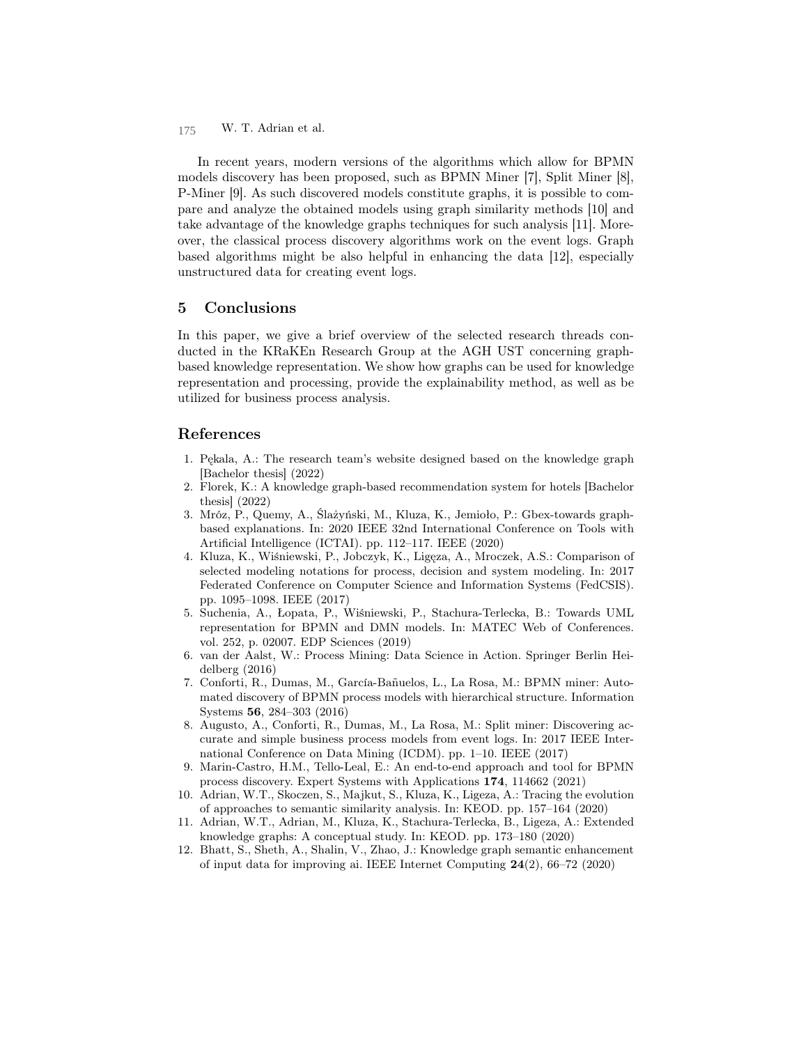In recent years, modern versions of the algorithms which allow for BPMN models discovery has been proposed, such as BPMN Miner [7], Split Miner [8], P-Miner [9]. As such discovered models constitute graphs, it is possible to compare and analyze the obtained models using graph similarity methods [10] and take advantage of the knowledge graphs techniques for such analysis [11]. Moreover, the classical process discovery algorithms work on the event logs. Graph based algorithms might be also helpful in enhancing the data [12], especially unstructured data for creating event logs.

## 5 Conclusions

In this paper, we give a brief overview of the selected research threads conducted in the KRaKEn Research Group at the AGH UST concerning graph-based knowledge representation. We show how graphs can be used for knowledge representation and processing, provide the explainability method, as well as be utilized for business process analysis.

## References

1. Pękala, A.: The research team's website designed based on the knowledge graph [Bachelor thesis] (2022)
2. Florek, K.: A knowledge graph-based recommendation system for hotels [Bachelor thesis] (2022)
3. Mróz, P., Quemy, A., Ślażyński, M., Kluza, K., Jemioło, P.: Gbex-towards graph-based explanations. In: 2020 IEEE 32nd International Conference on Tools with Artificial Intelligence (ICTAI). pp. 112–117. IEEE (2020)
4. Kluza, K., Wiśniewski, P., Jobczyk, K., Ligęza, A., Mroczek, A.S.: Comparison of selected modeling notations for process, decision and system modeling. In: 2017 Federated Conference on Computer Science and Information Systems (FedCSIS). pp. 1095–1098. IEEE (2017)
5. Suchenia, A., Łopata, P., Wiśniewski, P., Stachura-Terlecka, B.: Towards UML representation for BPMN and DMN models. In: MATEC Web of Conferences. vol. 252, p. 02007. EDP Sciences (2019)
6. van der Aalst, W.: Process Mining: Data Science in Action. Springer Berlin Heidelberg (2016)
7. Conforti, R., Dumas, M., García-Bañuelos, L., La Rosa, M.: BPMN miner: Automated discovery of BPMN process models with hierarchical structure. Information Systems **56**, 284–303 (2016)
8. Augusto, A., Conforti, R., Dumas, M., La Rosa, M.: Split miner: Discovering accurate and simple business process models from event logs. In: 2017 IEEE International Conference on Data Mining (ICDM). pp. 1–10. IEEE (2017)
9. Marin-Castro, H.M., Tello-Leal, E.: An end-to-end approach and tool for BPMN process discovery. Expert Systems with Applications **174**, 114662 (2021)
10. Adrian, W.T., Skoczen, S., Majkut, S., Kluza, K., Ligeza, A.: Tracing the evolution of approaches to semantic similarity analysis. In: KEOD. pp. 157–164 (2020)
11. Adrian, W.T., Adrian, M., Kluza, K., Stachura-Terlecka, B., Ligeza, A.: Extended knowledge graphs: A conceptual study. In: KEOD. pp. 173–180 (2020)
12. Bhatt, S., Sheth, A., Shalin, V., Zhao, J.: Knowledge graph semantic enhancement of input data for improving ai. IEEE Internet Computing **24**(2), 66–72 (2020)